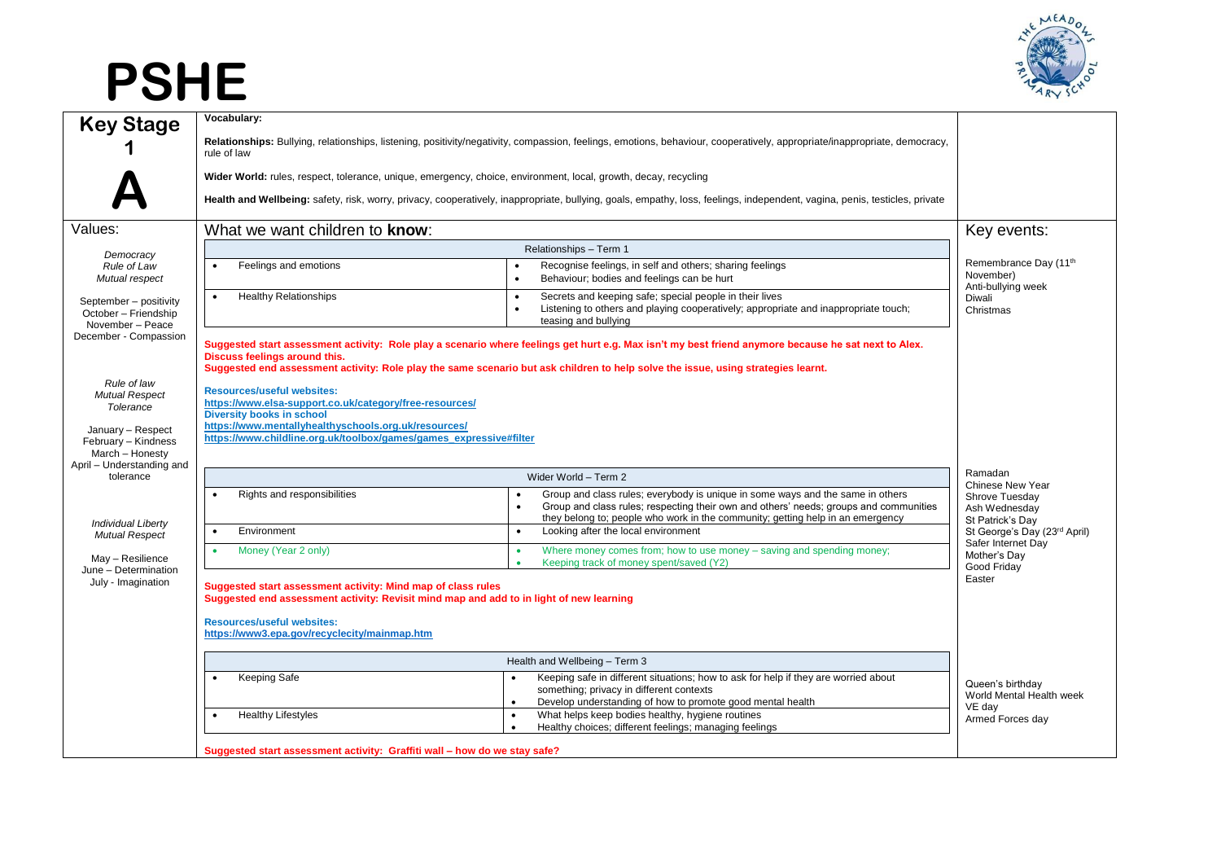# PSHE

## Key Stage 1 A

**Vocabulary:**

**Relationships:** Bullying, relationships, listening, positivity/negativity, compassion, feelings, emotions, behaviour, cooperatively, appropriate/inappropriate, democracy, rule of law

**Wider World:** rules, respect, tolerance, unique, emergency, choice, environment, local, growth, decay, recycling

**Health and Wellbeing:** safety, risk, worry, privacy, cooperatively, inappropriate, bullying, goals, empathy, loss, feelings, independent, vagina, penis, testicles, private

### Values:

*Democracy*
*Rule of Law*
*Mutual respect*

September – positivity
October – Friendship
November – Peace
December - Compassion

*Rule of law*
*Mutual Respect*
*Tolerance*

January – Respect
February – Kindness
March – Honesty
April – Understanding and tolerance

*Individual Liberty*
*Mutual Respect*

May – Resilience
June – Determination
July - Imagination

### What we want children to **know**:

| Relationships – Term 1 | |
|---|---|
| • Feelings and emotions | • Recognise feelings, in self and others; sharing feelings<br>• Behaviour; bodies and feelings can be hurt |
| • Healthy Relationships | • Secrets and keeping safe; special people in their lives<br>• Listening to others and playing cooperatively; appropriate and inappropriate touch; teasing and bullying |

**Suggested start assessment activity: Role play a scenario where feelings get hurt e.g. Max isn't my best friend anymore because he sat next to Alex. Discuss feelings around this.**
**Suggested end assessment activity: Role play the same scenario but ask children to help solve the issue, using strategies learnt.**

**Resources/useful websites:**
https://www.elsa-support.co.uk/category/free-resources/
**Diversity books in school**
https://www.mentallyhealthyschools.org.uk/resources/
https://www.childline.org.uk/toolbox/games/games_expressive#filter

| Wider World – Term 2 | |
|---|---|
| • Rights and responsibilities | • Group and class rules; everybody is unique in some ways and the same in others<br>• Group and class rules; respecting their own and others' needs; groups and communities they belong to; people who work in the community; getting help in an emergency |
| • Environment | • Looking after the local environment |
| • Money (Year 2 only) | • Where money comes from; how to use money – saving and spending money;<br>• Keeping track of money spent/saved (Y2) |

**Suggested start assessment activity: Mind map of class rules**
**Suggested end assessment activity: Revisit mind map and add to in light of new learning**

**Resources/useful websites:**
https://www3.epa.gov/recyclecity/mainmap.htm

| Health and Wellbeing – Term 3 | |
|---|---|
| • Keeping Safe | • Keeping safe in different situations; how to ask for help if they are worried about something; privacy in different contexts<br>• Develop understanding of how to promote good mental health |
| • Healthy Lifestyles | • What helps keep bodies healthy, hygiene routines<br>• Healthy choices; different feelings; managing feelings |

**Suggested start assessment activity: Graffiti wall – how do we stay safe?**

### Key events:

Remembrance Day (11th November)
Anti-bullying week
Diwali
Christmas

Ramadan
Chinese New Year
Shrove Tuesday
Ash Wednesday
St Patrick's Day
St George's Day (23rd April)
Safer Internet Day
Mother's Day
Good Friday
Easter

Queen's birthday
World Mental Health week
VE day
Armed Forces day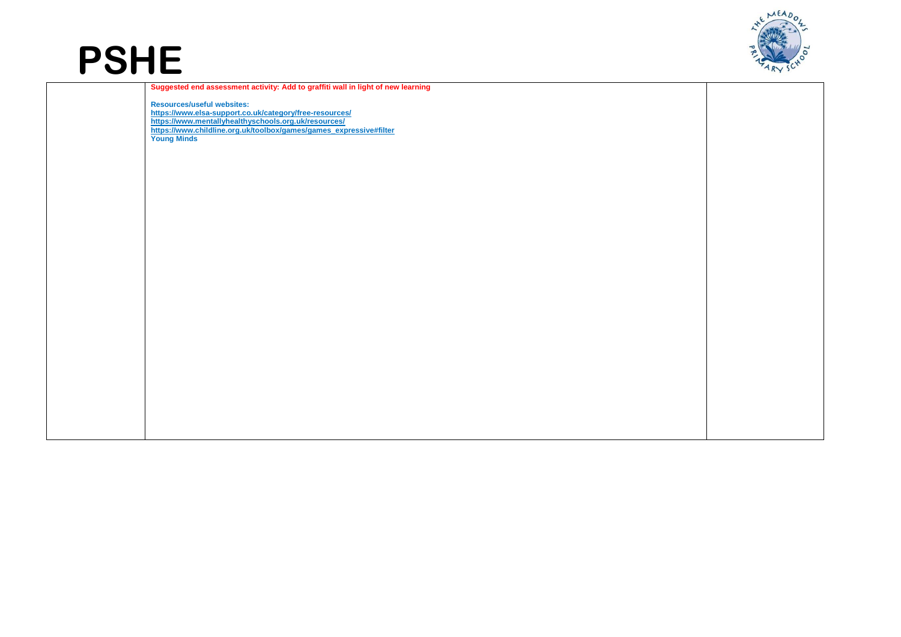# PSHE

| | | |
|---|---|---|
| | **Suggested end assessment activity: Add to graffiti wall in light of new learning**<br><br>**Resources/useful websites:**<br>**https://www.elsa-support.co.uk/category/free-resources/**<br>**https://www.mentallyhealthyschools.org.uk/resources/**<br>**https://www.childline.org.uk/toolbox/games/games_expressive#filter**<br>**Young Minds** | |